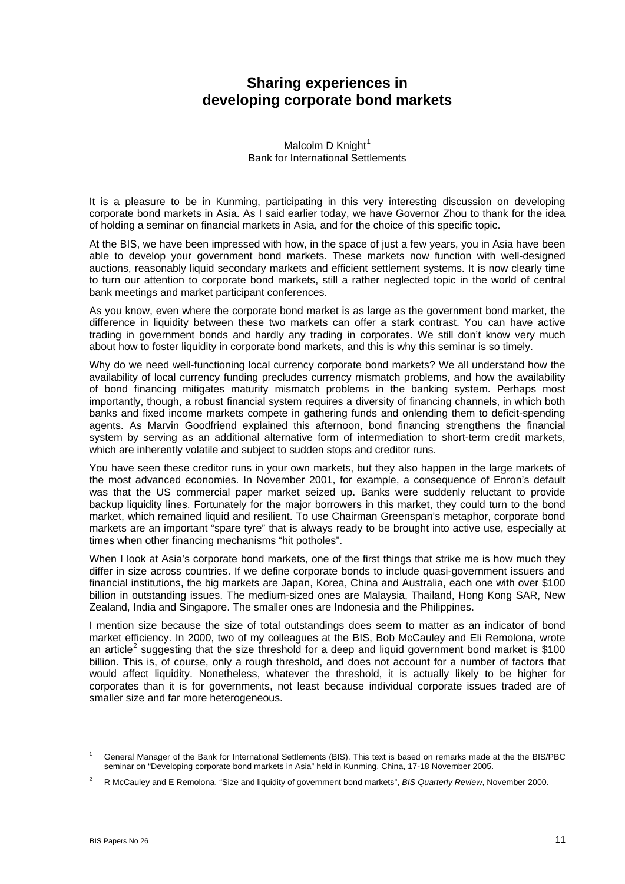# Sharing experiences in developing corporate bond markets

Malcolm D Knight[1]
Bank for International Settlements

It is a pleasure to be in Kunming, participating in this very interesting discussion on developing corporate bond markets in Asia. As I said earlier today, we have Governor Zhou to thank for the idea of holding a seminar on financial markets in Asia, and for the choice of this specific topic.

At the BIS, we have been impressed with how, in the space of just a few years, you in Asia have been able to develop your government bond markets. These markets now function with well-designed auctions, reasonably liquid secondary markets and efficient settlement systems. It is now clearly time to turn our attention to corporate bond markets, still a rather neglected topic in the world of central bank meetings and market participant conferences.

As you know, even where the corporate bond market is as large as the government bond market, the difference in liquidity between these two markets can offer a stark contrast. You can have active trading in government bonds and hardly any trading in corporates. We still don't know very much about how to foster liquidity in corporate bond markets, and this is why this seminar is so timely.

Why do we need well-functioning local currency corporate bond markets? We all understand how the availability of local currency funding precludes currency mismatch problems, and how the availability of bond financing mitigates maturity mismatch problems in the banking system. Perhaps most importantly, though, a robust financial system requires a diversity of financing channels, in which both banks and fixed income markets compete in gathering funds and onlending them to deficit-spending agents. As Marvin Goodfriend explained this afternoon, bond financing strengthens the financial system by serving as an additional alternative form of intermediation to short-term credit markets, which are inherently volatile and subject to sudden stops and creditor runs.

You have seen these creditor runs in your own markets, but they also happen in the large markets of the most advanced economies. In November 2001, for example, a consequence of Enron's default was that the US commercial paper market seized up. Banks were suddenly reluctant to provide backup liquidity lines. Fortunately for the major borrowers in this market, they could turn to the bond market, which remained liquid and resilient. To use Chairman Greenspan's metaphor, corporate bond markets are an important "spare tyre" that is always ready to be brought into active use, especially at times when other financing mechanisms "hit potholes".

When I look at Asia's corporate bond markets, one of the first things that strike me is how much they differ in size across countries. If we define corporate bonds to include quasi-government issuers and financial institutions, the big markets are Japan, Korea, China and Australia, each one with over $100 billion in outstanding issues. The medium-sized ones are Malaysia, Thailand, Hong Kong SAR, New Zealand, India and Singapore. The smaller ones are Indonesia and the Philippines.

I mention size because the size of total outstandings does seem to matter as an indicator of bond market efficiency. In 2000, two of my colleagues at the BIS, Bob McCauley and Eli Remolona, wrote an article[2] suggesting that the size threshold for a deep and liquid government bond market is $100 billion. This is, of course, only a rough threshold, and does not account for a number of factors that would affect liquidity. Nonetheless, whatever the threshold, it is actually likely to be higher for corporates than it is for governments, not least because individual corporate issues traded are of smaller size and far more heterogeneous.

---

[1] General Manager of the Bank for International Settlements (BIS). This text is based on remarks made at the the BIS/PBC seminar on "Developing corporate bond markets in Asia" held in Kunming, China, 17-18 November 2005.

[2] R McCauley and E Remolona, "Size and liquidity of government bond markets", *BIS Quarterly Review*, November 2000.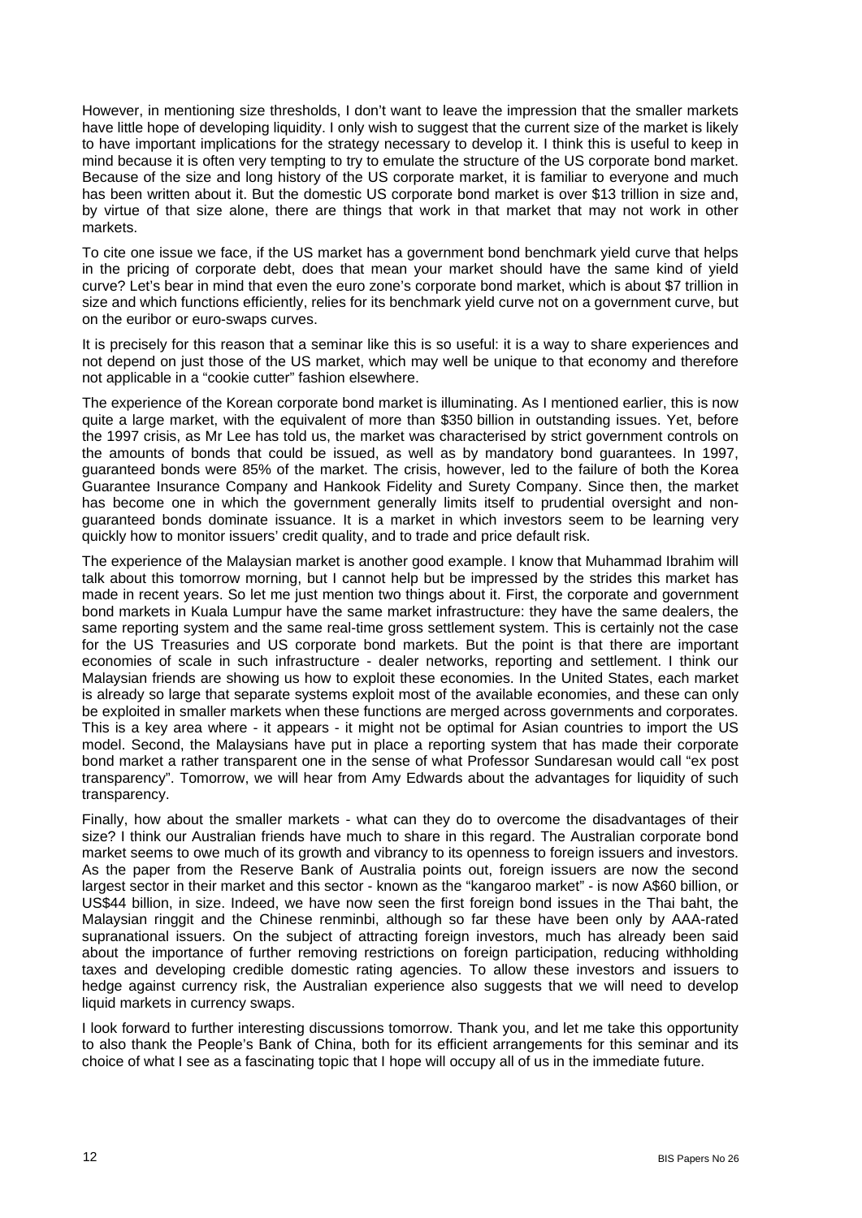However, in mentioning size thresholds, I don't want to leave the impression that the smaller markets have little hope of developing liquidity. I only wish to suggest that the current size of the market is likely to have important implications for the strategy necessary to develop it. I think this is useful to keep in mind because it is often very tempting to try to emulate the structure of the US corporate bond market. Because of the size and long history of the US corporate market, it is familiar to everyone and much has been written about it. But the domestic US corporate bond market is over $13 trillion in size and, by virtue of that size alone, there are things that work in that market that may not work in other markets.

To cite one issue we face, if the US market has a government bond benchmark yield curve that helps in the pricing of corporate debt, does that mean your market should have the same kind of yield curve? Let's bear in mind that even the euro zone's corporate bond market, which is about $7 trillion in size and which functions efficiently, relies for its benchmark yield curve not on a government curve, but on the euribor or euro-swaps curves.

It is precisely for this reason that a seminar like this is so useful: it is a way to share experiences and not depend on just those of the US market, which may well be unique to that economy and therefore not applicable in a "cookie cutter" fashion elsewhere.

The experience of the Korean corporate bond market is illuminating. As I mentioned earlier, this is now quite a large market, with the equivalent of more than $350 billion in outstanding issues. Yet, before the 1997 crisis, as Mr Lee has told us, the market was characterised by strict government controls on the amounts of bonds that could be issued, as well as by mandatory bond guarantees. In 1997, guaranteed bonds were 85% of the market. The crisis, however, led to the failure of both the Korea Guarantee Insurance Company and Hankook Fidelity and Surety Company. Since then, the market has become one in which the government generally limits itself to prudential oversight and non-guaranteed bonds dominate issuance. It is a market in which investors seem to be learning very quickly how to monitor issuers' credit quality, and to trade and price default risk.

The experience of the Malaysian market is another good example. I know that Muhammad Ibrahim will talk about this tomorrow morning, but I cannot help but be impressed by the strides this market has made in recent years. So let me just mention two things about it. First, the corporate and government bond markets in Kuala Lumpur have the same market infrastructure: they have the same dealers, the same reporting system and the same real-time gross settlement system. This is certainly not the case for the US Treasuries and US corporate bond markets. But the point is that there are important economies of scale in such infrastructure - dealer networks, reporting and settlement. I think our Malaysian friends are showing us how to exploit these economies. In the United States, each market is already so large that separate systems exploit most of the available economies, and these can only be exploited in smaller markets when these functions are merged across governments and corporates. This is a key area where - it appears - it might not be optimal for Asian countries to import the US model. Second, the Malaysians have put in place a reporting system that has made their corporate bond market a rather transparent one in the sense of what Professor Sundaresan would call "ex post transparency". Tomorrow, we will hear from Amy Edwards about the advantages for liquidity of such transparency.

Finally, how about the smaller markets - what can they do to overcome the disadvantages of their size? I think our Australian friends have much to share in this regard. The Australian corporate bond market seems to owe much of its growth and vibrancy to its openness to foreign issuers and investors. As the paper from the Reserve Bank of Australia points out, foreign issuers are now the second largest sector in their market and this sector - known as the "kangaroo market" - is now A$60 billion, or US$44 billion, in size. Indeed, we have now seen the first foreign bond issues in the Thai baht, the Malaysian ringgit and the Chinese renminbi, although so far these have been only by AAA-rated supranational issuers. On the subject of attracting foreign investors, much has already been said about the importance of further removing restrictions on foreign participation, reducing withholding taxes and developing credible domestic rating agencies. To allow these investors and issuers to hedge against currency risk, the Australian experience also suggests that we will need to develop liquid markets in currency swaps.

I look forward to further interesting discussions tomorrow. Thank you, and let me take this opportunity to also thank the People's Bank of China, both for its efficient arrangements for this seminar and its choice of what I see as a fascinating topic that I hope will occupy all of us in the immediate future.